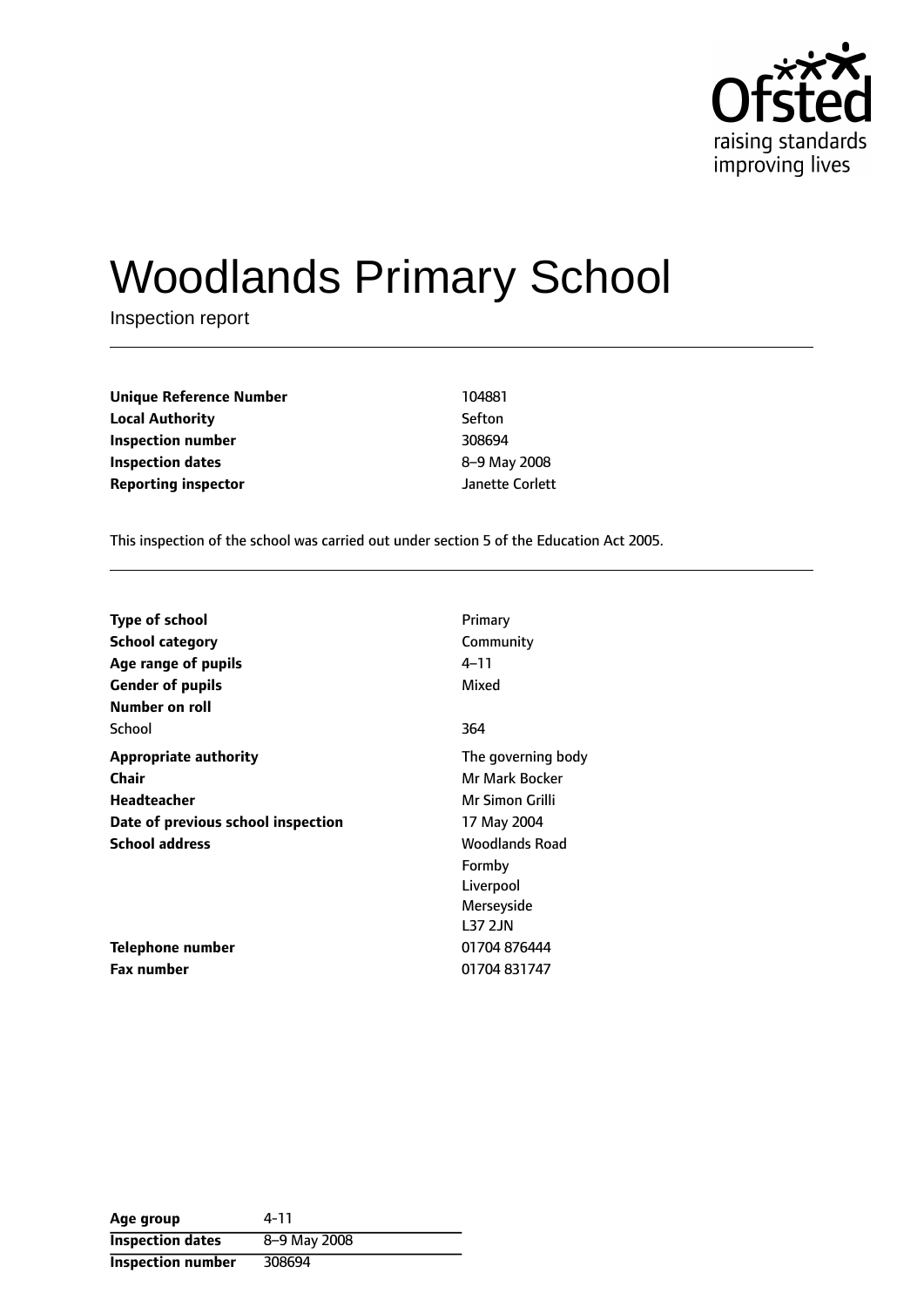# Woodlands Primary School

Inspection report

| | |
|---|---|
| **Unique Reference Number** | 104881 |
| **Local Authority** | Sefton |
| **Inspection number** | 308694 |
| **Inspection dates** | 8–9 May 2008 |
| **Reporting inspector** | Janette Corlett |

This inspection of the school was carried out under section 5 of the Education Act 2005.

| | |
|---|---|
| **Type of school** | Primary |
| **School category** | Community |
| **Age range of pupils** | 4–11 |
| **Gender of pupils** | Mixed |
| **Number on roll** | |
| School | 364 |
| **Appropriate authority** | The governing body |
| **Chair** | Mr Mark Bocker |
| **Headteacher** | Mr Simon Grilli |
| **Date of previous school inspection** | 17 May 2004 |
| **School address** | Woodlands Road<br>Formby<br>Liverpool<br>Merseyside<br>L37 2JN |
| **Telephone number** | 01704 876444 |
| **Fax number** | 01704 831747 |

| | |
|---|---|
| **Age group** | 4-11 |
| **Inspection dates** | 8–9 May 2008 |
| **Inspection number** | 308694 |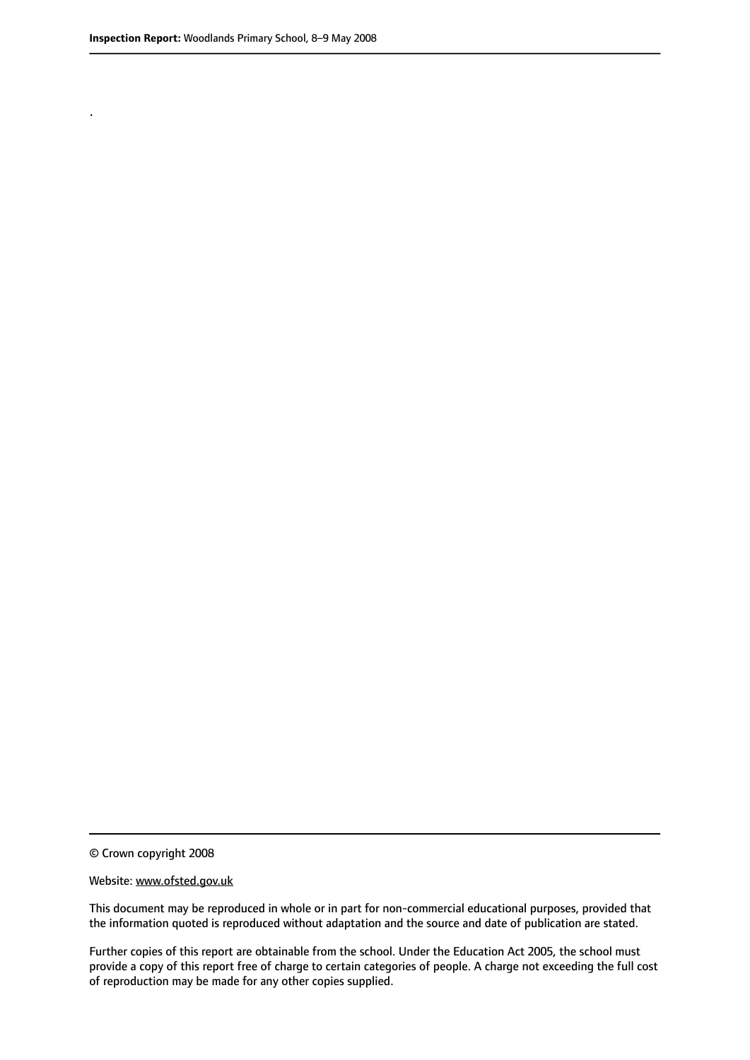.

© Crown copyright 2008

Website: www.ofsted.gov.uk

This document may be reproduced in whole or in part for non-commercial educational purposes, provided that the information quoted is reproduced without adaptation and the source and date of publication are stated.

Further copies of this report are obtainable from the school. Under the Education Act 2005, the school must provide a copy of this report free of charge to certain categories of people. A charge not exceeding the full cost of reproduction may be made for any other copies supplied.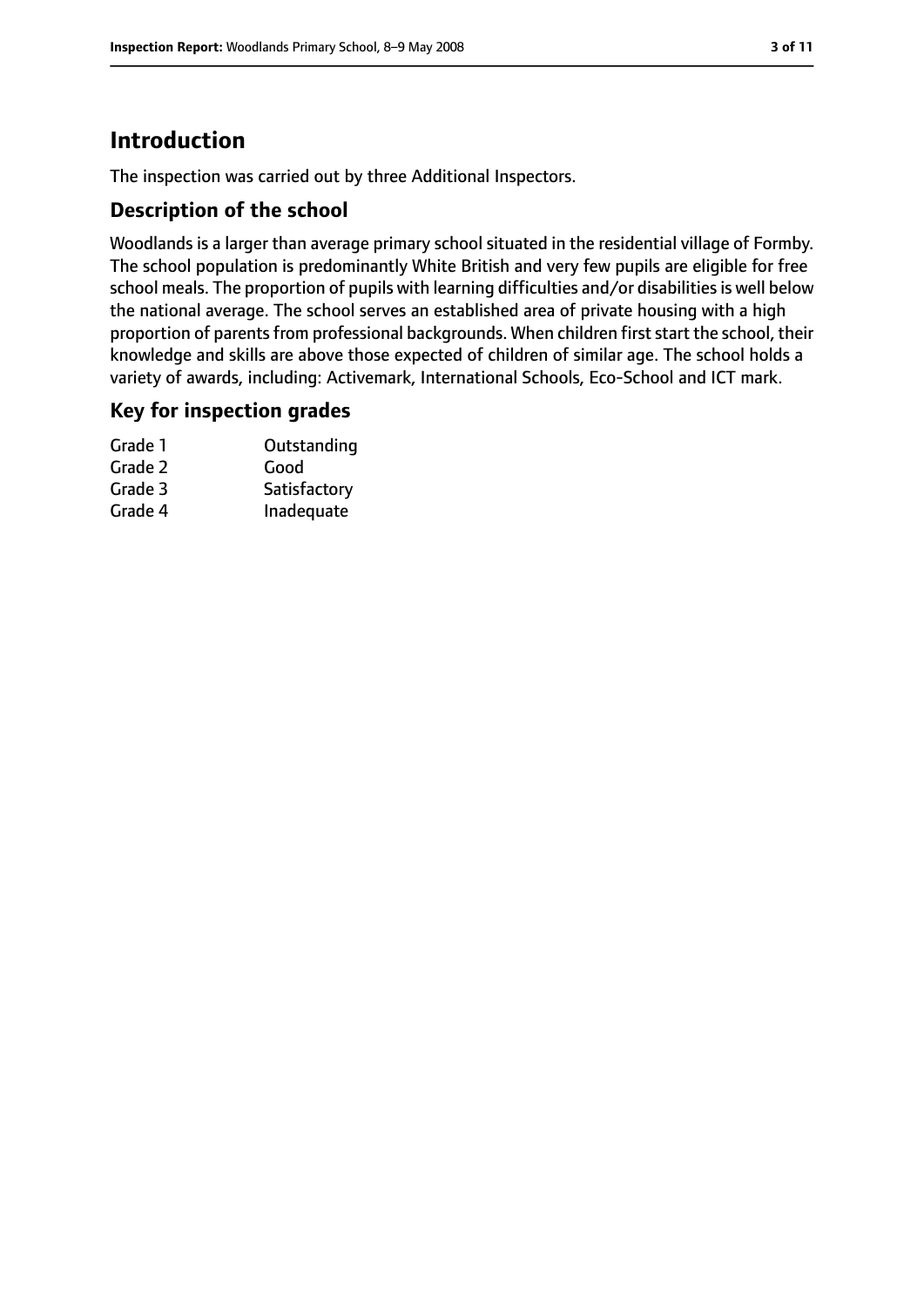## Introduction

The inspection was carried out by three Additional Inspectors.

### Description of the school

Woodlands is a larger than average primary school situated in the residential village of Formby. The school population is predominantly White British and very few pupils are eligible for free school meals. The proportion of pupils with learning difficulties and/or disabilities is well below the national average. The school serves an established area of private housing with a high proportion of parents from professional backgrounds. When children first start the school, their knowledge and skills are above those expected of children of similar age. The school holds a variety of awards, including: Activemark, International Schools, Eco-School and ICT mark.

### Key for inspection grades

| | |
|---|---|
| Grade 1 | Outstanding |
| Grade 2 | Good |
| Grade 3 | Satisfactory |
| Grade 4 | Inadequate |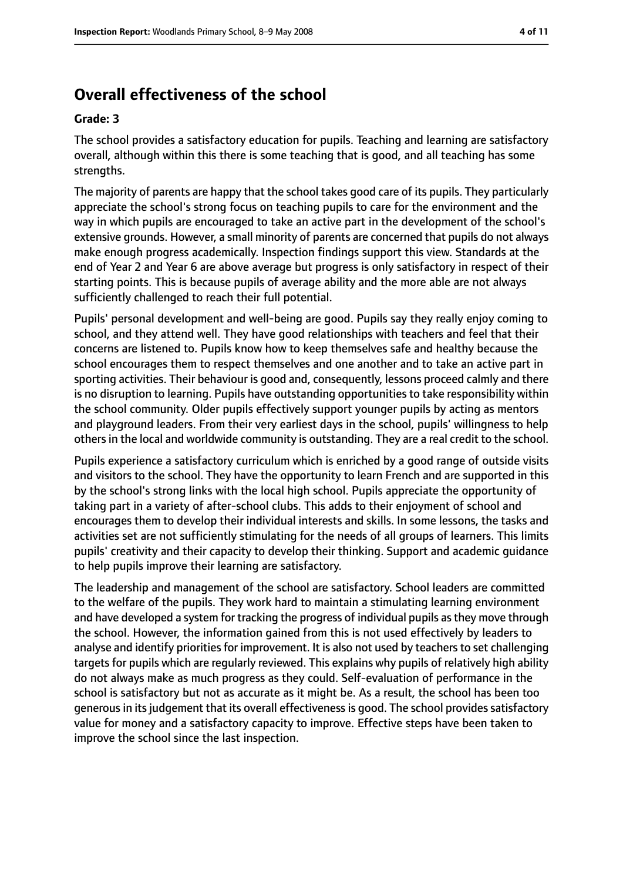# Overall effectiveness of the school

**Grade: 3**

The school provides a satisfactory education for pupils. Teaching and learning are satisfactory overall, although within this there is some teaching that is good, and all teaching has some strengths.

The majority of parents are happy that the school takes good care of its pupils. They particularly appreciate the school's strong focus on teaching pupils to care for the environment and the way in which pupils are encouraged to take an active part in the development of the school's extensive grounds. However, a small minority of parents are concerned that pupils do not always make enough progress academically. Inspection findings support this view. Standards at the end of Year 2 and Year 6 are above average but progress is only satisfactory in respect of their starting points. This is because pupils of average ability and the more able are not always sufficiently challenged to reach their full potential.

Pupils' personal development and well-being are good. Pupils say they really enjoy coming to school, and they attend well. They have good relationships with teachers and feel that their concerns are listened to. Pupils know how to keep themselves safe and healthy because the school encourages them to respect themselves and one another and to take an active part in sporting activities. Their behaviour is good and, consequently, lessons proceed calmly and there is no disruption to learning. Pupils have outstanding opportunities to take responsibility within the school community. Older pupils effectively support younger pupils by acting as mentors and playground leaders. From their very earliest days in the school, pupils' willingness to help others in the local and worldwide community is outstanding. They are a real credit to the school.

Pupils experience a satisfactory curriculum which is enriched by a good range of outside visits and visitors to the school. They have the opportunity to learn French and are supported in this by the school's strong links with the local high school. Pupils appreciate the opportunity of taking part in a variety of after-school clubs. This adds to their enjoyment of school and encourages them to develop their individual interests and skills. In some lessons, the tasks and activities set are not sufficiently stimulating for the needs of all groups of learners. This limits pupils' creativity and their capacity to develop their thinking. Support and academic guidance to help pupils improve their learning are satisfactory.

The leadership and management of the school are satisfactory. School leaders are committed to the welfare of the pupils. They work hard to maintain a stimulating learning environment and have developed a system for tracking the progress of individual pupils as they move through the school. However, the information gained from this is not used effectively by leaders to analyse and identify priorities for improvement. It is also not used by teachers to set challenging targets for pupils which are regularly reviewed. This explains why pupils of relatively high ability do not always make as much progress as they could. Self-evaluation of performance in the school is satisfactory but not as accurate as it might be. As a result, the school has been too generous in its judgement that its overall effectiveness is good. The school provides satisfactory value for money and a satisfactory capacity to improve. Effective steps have been taken to improve the school since the last inspection.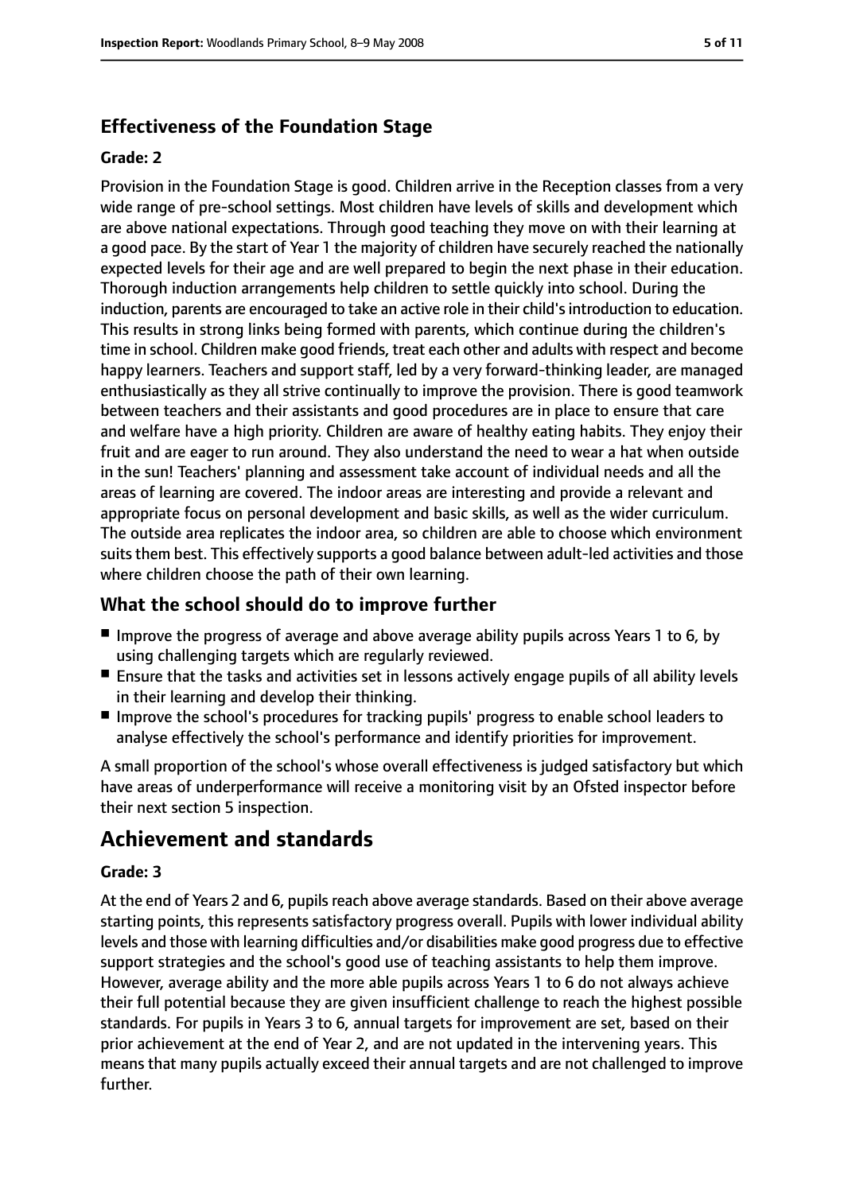### Effectiveness of the Foundation Stage

#### Grade: 2

Provision in the Foundation Stage is good. Children arrive in the Reception classes from a very wide range of pre-school settings. Most children have levels of skills and development which are above national expectations. Through good teaching they move on with their learning at a good pace. By the start of Year 1 the majority of children have securely reached the nationally expected levels for their age and are well prepared to begin the next phase in their education. Thorough induction arrangements help children to settle quickly into school. During the induction, parents are encouraged to take an active role in their child's introduction to education. This results in strong links being formed with parents, which continue during the children's time in school. Children make good friends, treat each other and adults with respect and become happy learners. Teachers and support staff, led by a very forward-thinking leader, are managed enthusiastically as they all strive continually to improve the provision. There is good teamwork between teachers and their assistants and good procedures are in place to ensure that care and welfare have a high priority. Children are aware of healthy eating habits. They enjoy their fruit and are eager to run around. They also understand the need to wear a hat when outside in the sun! Teachers' planning and assessment take account of individual needs and all the areas of learning are covered. The indoor areas are interesting and provide a relevant and appropriate focus on personal development and basic skills, as well as the wider curriculum. The outside area replicates the indoor area, so children are able to choose which environment suits them best. This effectively supports a good balance between adult-led activities and those where children choose the path of their own learning.

### What the school should do to improve further

- Improve the progress of average and above average ability pupils across Years 1 to 6, by using challenging targets which are regularly reviewed.
- Ensure that the tasks and activities set in lessons actively engage pupils of all ability levels in their learning and develop their thinking.
- Improve the school's procedures for tracking pupils' progress to enable school leaders to analyse effectively the school's performance and identify priorities for improvement.

A small proportion of the school's whose overall effectiveness is judged satisfactory but which have areas of underperformance will receive a monitoring visit by an Ofsted inspector before their next section 5 inspection.

## Achievement and standards

#### Grade: 3

At the end of Years 2 and 6, pupils reach above average standards. Based on their above average starting points, this represents satisfactory progress overall. Pupils with lower individual ability levels and those with learning difficulties and/or disabilities make good progress due to effective support strategies and the school's good use of teaching assistants to help them improve. However, average ability and the more able pupils across Years 1 to 6 do not always achieve their full potential because they are given insufficient challenge to reach the highest possible standards. For pupils in Years 3 to 6, annual targets for improvement are set, based on their prior achievement at the end of Year 2, and are not updated in the intervening years. This means that many pupils actually exceed their annual targets and are not challenged to improve further.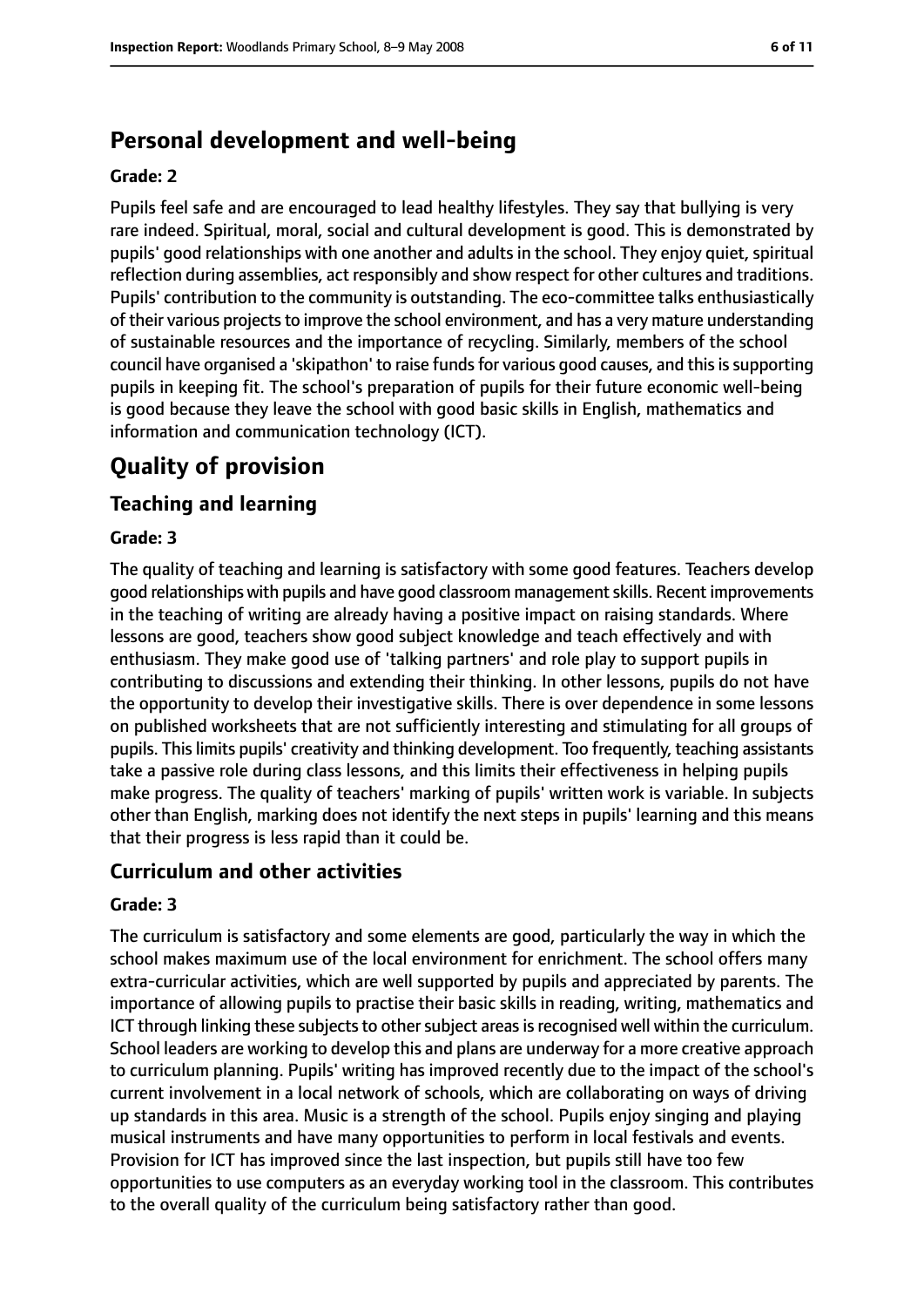## Personal development and well-being

**Grade: 2**

Pupils feel safe and are encouraged to lead healthy lifestyles. They say that bullying is very rare indeed. Spiritual, moral, social and cultural development is good. This is demonstrated by pupils' good relationships with one another and adults in the school. They enjoy quiet, spiritual reflection during assemblies, act responsibly and show respect for other cultures and traditions. Pupils' contribution to the community is outstanding. The eco-committee talks enthusiastically of their various projects to improve the school environment, and has a very mature understanding of sustainable resources and the importance of recycling. Similarly, members of the school council have organised a 'skipathon' to raise funds for various good causes, and this is supporting pupils in keeping fit. The school's preparation of pupils for their future economic well-being is good because they leave the school with good basic skills in English, mathematics and information and communication technology (ICT).

# Quality of provision

## Teaching and learning

**Grade: 3**

The quality of teaching and learning is satisfactory with some good features. Teachers develop good relationships with pupils and have good classroom management skills. Recent improvements in the teaching of writing are already having a positive impact on raising standards. Where lessons are good, teachers show good subject knowledge and teach effectively and with enthusiasm. They make good use of 'talking partners' and role play to support pupils in contributing to discussions and extending their thinking. In other lessons, pupils do not have the opportunity to develop their investigative skills. There is over dependence in some lessons on published worksheets that are not sufficiently interesting and stimulating for all groups of pupils. This limits pupils' creativity and thinking development. Too frequently, teaching assistants take a passive role during class lessons, and this limits their effectiveness in helping pupils make progress. The quality of teachers' marking of pupils' written work is variable. In subjects other than English, marking does not identify the next steps in pupils' learning and this means that their progress is less rapid than it could be.

## Curriculum and other activities

**Grade: 3**

The curriculum is satisfactory and some elements are good, particularly the way in which the school makes maximum use of the local environment for enrichment. The school offers many extra-curricular activities, which are well supported by pupils and appreciated by parents. The importance of allowing pupils to practise their basic skills in reading, writing, mathematics and ICT through linking these subjects to other subject areas is recognised well within the curriculum. School leaders are working to develop this and plans are underway for a more creative approach to curriculum planning. Pupils' writing has improved recently due to the impact of the school's current involvement in a local network of schools, which are collaborating on ways of driving up standards in this area. Music is a strength of the school. Pupils enjoy singing and playing musical instruments and have many opportunities to perform in local festivals and events. Provision for ICT has improved since the last inspection, but pupils still have too few opportunities to use computers as an everyday working tool in the classroom. This contributes to the overall quality of the curriculum being satisfactory rather than good.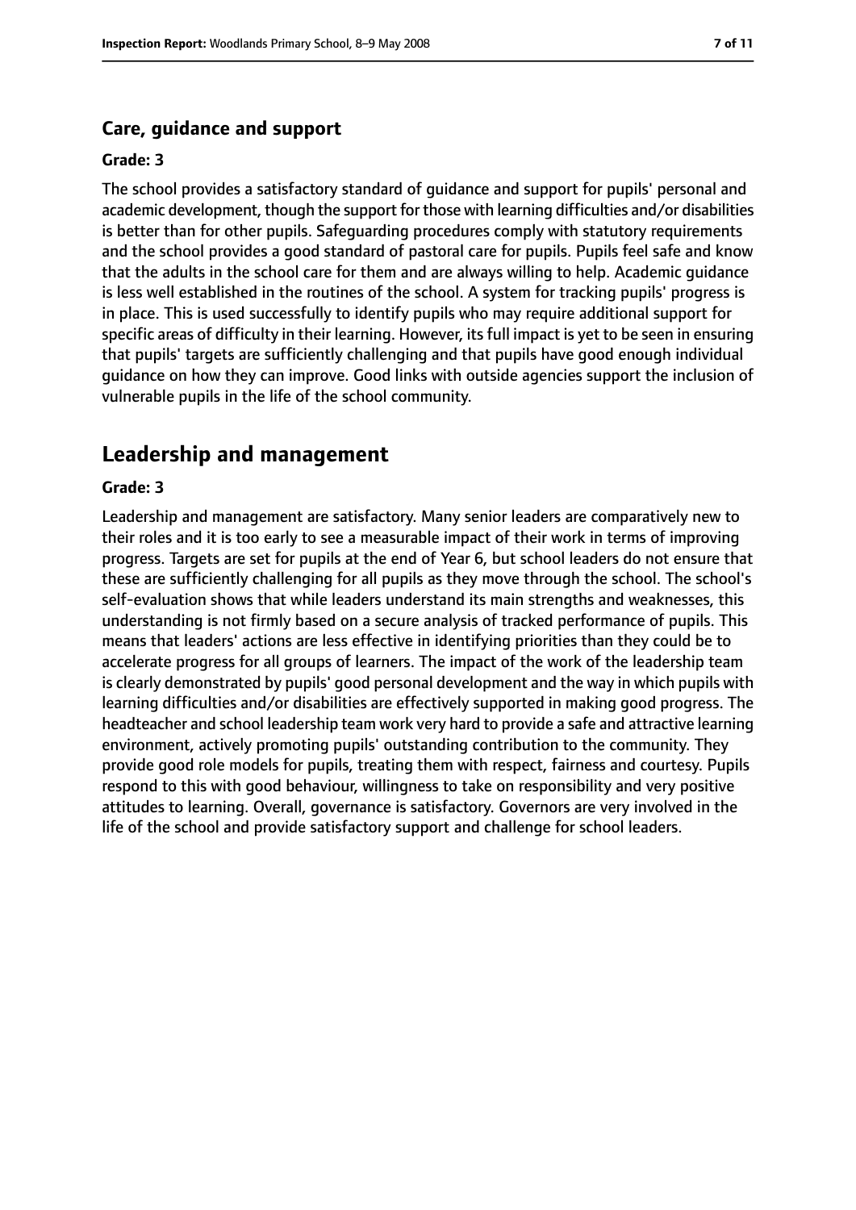### Care, guidance and support

**Grade: 3**

The school provides a satisfactory standard of guidance and support for pupils' personal and academic development, though the support for those with learning difficulties and/or disabilities is better than for other pupils. Safeguarding procedures comply with statutory requirements and the school provides a good standard of pastoral care for pupils. Pupils feel safe and know that the adults in the school care for them and are always willing to help. Academic guidance is less well established in the routines of the school. A system for tracking pupils' progress is in place. This is used successfully to identify pupils who may require additional support for specific areas of difficulty in their learning. However, its full impact is yet to be seen in ensuring that pupils' targets are sufficiently challenging and that pupils have good enough individual guidance on how they can improve. Good links with outside agencies support the inclusion of vulnerable pupils in the life of the school community.

## Leadership and management

**Grade: 3**

Leadership and management are satisfactory. Many senior leaders are comparatively new to their roles and it is too early to see a measurable impact of their work in terms of improving progress. Targets are set for pupils at the end of Year 6, but school leaders do not ensure that these are sufficiently challenging for all pupils as they move through the school. The school's self-evaluation shows that while leaders understand its main strengths and weaknesses, this understanding is not firmly based on a secure analysis of tracked performance of pupils. This means that leaders' actions are less effective in identifying priorities than they could be to accelerate progress for all groups of learners. The impact of the work of the leadership team is clearly demonstrated by pupils' good personal development and the way in which pupils with learning difficulties and/or disabilities are effectively supported in making good progress. The headteacher and school leadership team work very hard to provide a safe and attractive learning environment, actively promoting pupils' outstanding contribution to the community. They provide good role models for pupils, treating them with respect, fairness and courtesy. Pupils respond to this with good behaviour, willingness to take on responsibility and very positive attitudes to learning. Overall, governance is satisfactory. Governors are very involved in the life of the school and provide satisfactory support and challenge for school leaders.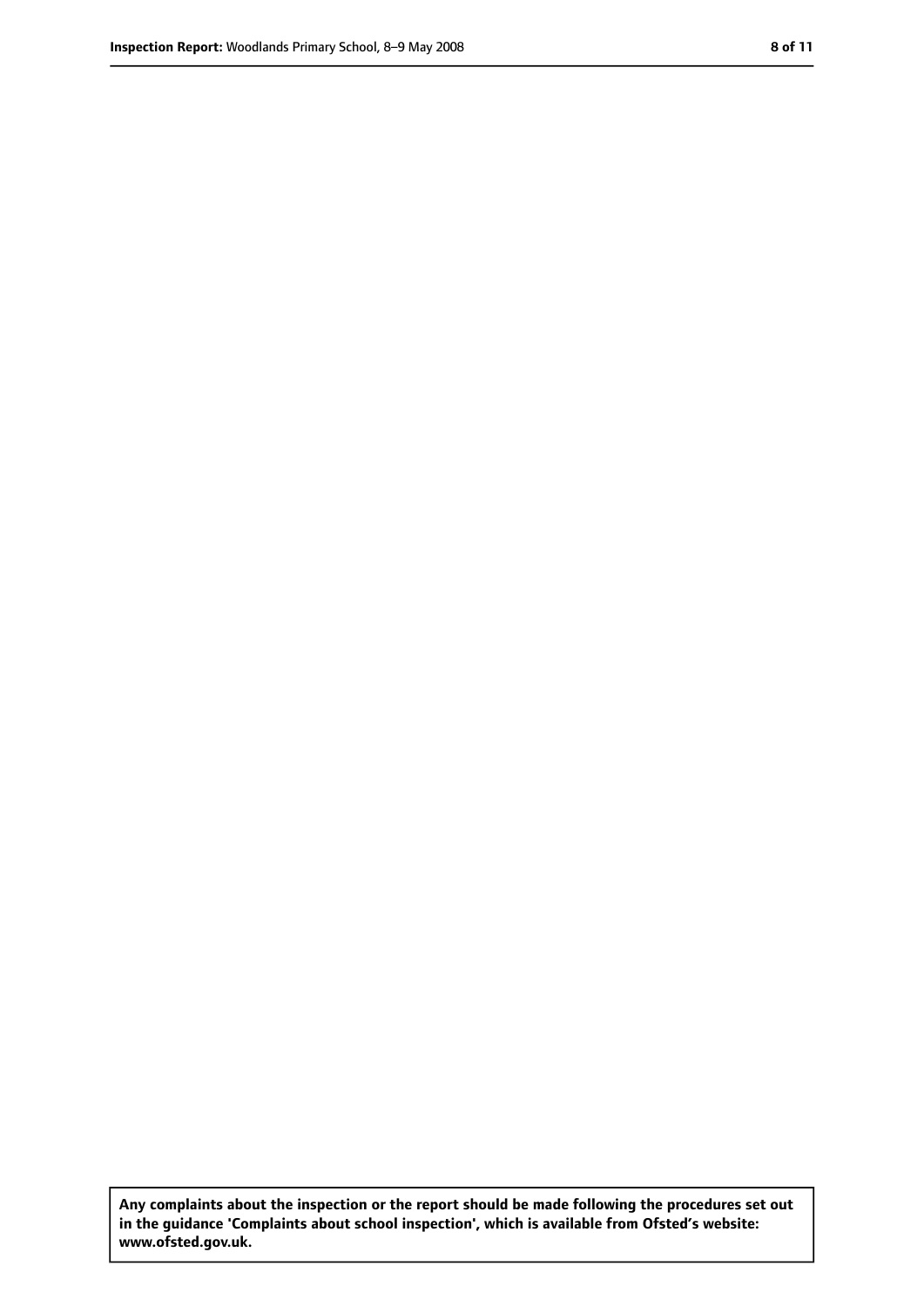**Any complaints about the inspection or the report should be made following the procedures set out in the guidance 'Complaints about school inspection', which is available from Ofsted's website: www.ofsted.gov.uk.**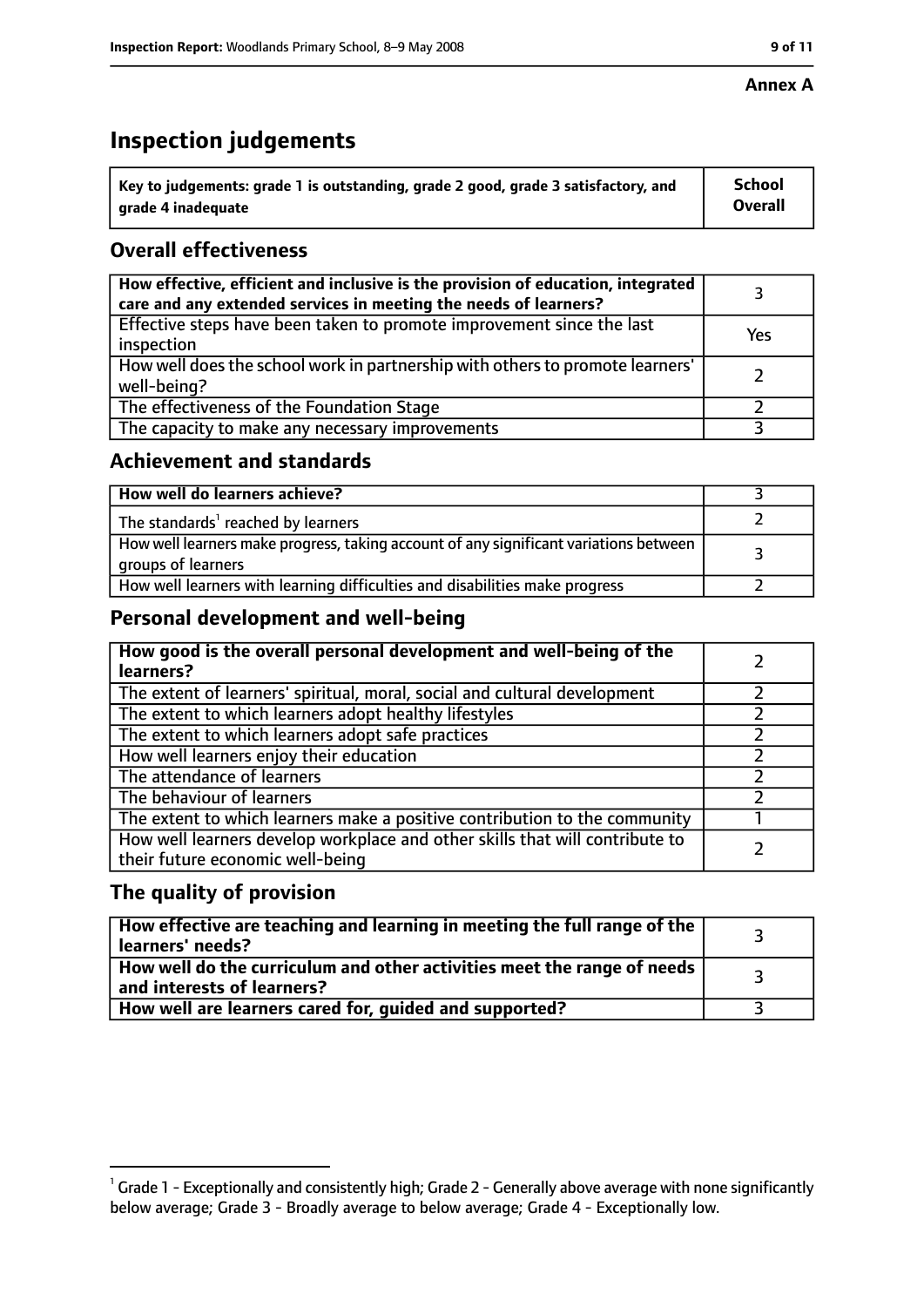**Annex A**

# Inspection judgements

| Key to judgements: grade 1 is outstanding, grade 2 good, grade 3 satisfactory, and grade 4 inadequate | School Overall |
|---|---|

## Overall effectiveness

| | |
|---|---|
| How effective, efficient and inclusive is the provision of education, integrated care and any extended services in meeting the needs of learners? | 3 |
| Effective steps have been taken to promote improvement since the last inspection | Yes |
| How well does the school work in partnership with others to promote learners' well-being? | 2 |
| The effectiveness of the Foundation Stage | 2 |
| The capacity to make any necessary improvements | 3 |

## Achievement and standards

| | |
|---|---|
| How well do learners achieve? | 3 |
| The standards[1] reached by learners | 2 |
| How well learners make progress, taking account of any significant variations between groups of learners | 3 |
| How well learners with learning difficulties and disabilities make progress | 2 |

## Personal development and well-being

| | |
|---|---|
| How good is the overall personal development and well-being of the learners? | 2 |
| The extent of learners' spiritual, moral, social and cultural development | 2 |
| The extent to which learners adopt healthy lifestyles | 2 |
| The extent to which learners adopt safe practices | 2 |
| How well learners enjoy their education | 2 |
| The attendance of learners | 2 |
| The behaviour of learners | 2 |
| The extent to which learners make a positive contribution to the community | 1 |
| How well learners develop workplace and other skills that will contribute to their future economic well-being | 2 |

## The quality of provision

| | |
|---|---|
| How effective are teaching and learning in meeting the full range of the learners' needs? | 3 |
| How well do the curriculum and other activities meet the range of needs and interests of learners? | 3 |
| How well are learners cared for, guided and supported? | 3 |

[1] Grade 1 - Exceptionally and consistently high; Grade 2 - Generally above average with none significantly below average; Grade 3 - Broadly average to below average; Grade 4 - Exceptionally low.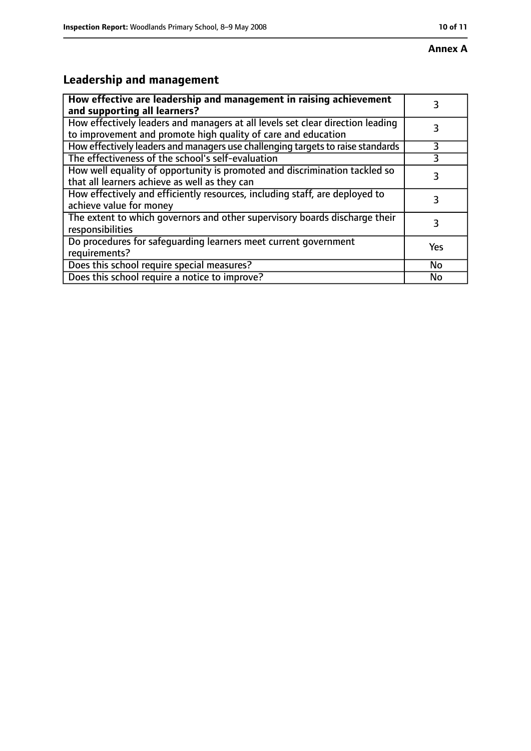**Annex A**

## Leadership and management

| How effective are leadership and management in raising achievement and supporting all learners? | 3 |
|---|---|
| How effectively leaders and managers at all levels set clear direction leading to improvement and promote high quality of care and education | 3 |
| How effectively leaders and managers use challenging targets to raise standards | 3 |
| The effectiveness of the school's self-evaluation | 3 |
| How well equality of opportunity is promoted and discrimination tackled so that all learners achieve as well as they can | 3 |
| How effectively and efficiently resources, including staff, are deployed to achieve value for money | 3 |
| The extent to which governors and other supervisory boards discharge their responsibilities | 3 |
| Do procedures for safeguarding learners meet current government requirements? | Yes |
| Does this school require special measures? | No |
| Does this school require a notice to improve? | No |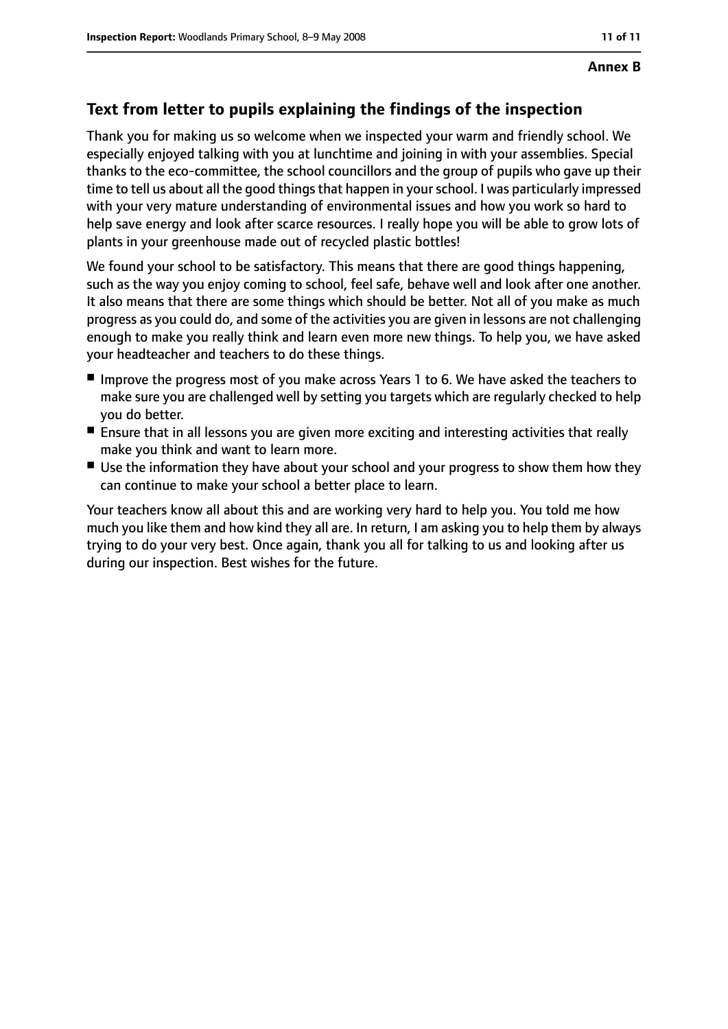**Annex B**

## Text from letter to pupils explaining the findings of the inspection

Thank you for making us so welcome when we inspected your warm and friendly school. We especially enjoyed talking with you at lunchtime and joining in with your assemblies. Special thanks to the eco-committee, the school councillors and the group of pupils who gave up their time to tell us about all the good things that happen in your school. I was particularly impressed with your very mature understanding of environmental issues and how you work so hard to help save energy and look after scarce resources. I really hope you will be able to grow lots of plants in your greenhouse made out of recycled plastic bottles!

We found your school to be satisfactory. This means that there are good things happening, such as the way you enjoy coming to school, feel safe, behave well and look after one another. It also means that there are some things which should be better. Not all of you make as much progress as you could do, and some of the activities you are given in lessons are not challenging enough to make you really think and learn even more new things. To help you, we have asked your headteacher and teachers to do these things.

- Improve the progress most of you make across Years 1 to 6. We have asked the teachers to make sure you are challenged well by setting you targets which are regularly checked to help you do better.
- Ensure that in all lessons you are given more exciting and interesting activities that really make you think and want to learn more.
- Use the information they have about your school and your progress to show them how they can continue to make your school a better place to learn.

Your teachers know all about this and are working very hard to help you. You told me how much you like them and how kind they all are. In return, I am asking you to help them by always trying to do your very best. Once again, thank you all for talking to us and looking after us during our inspection. Best wishes for the future.